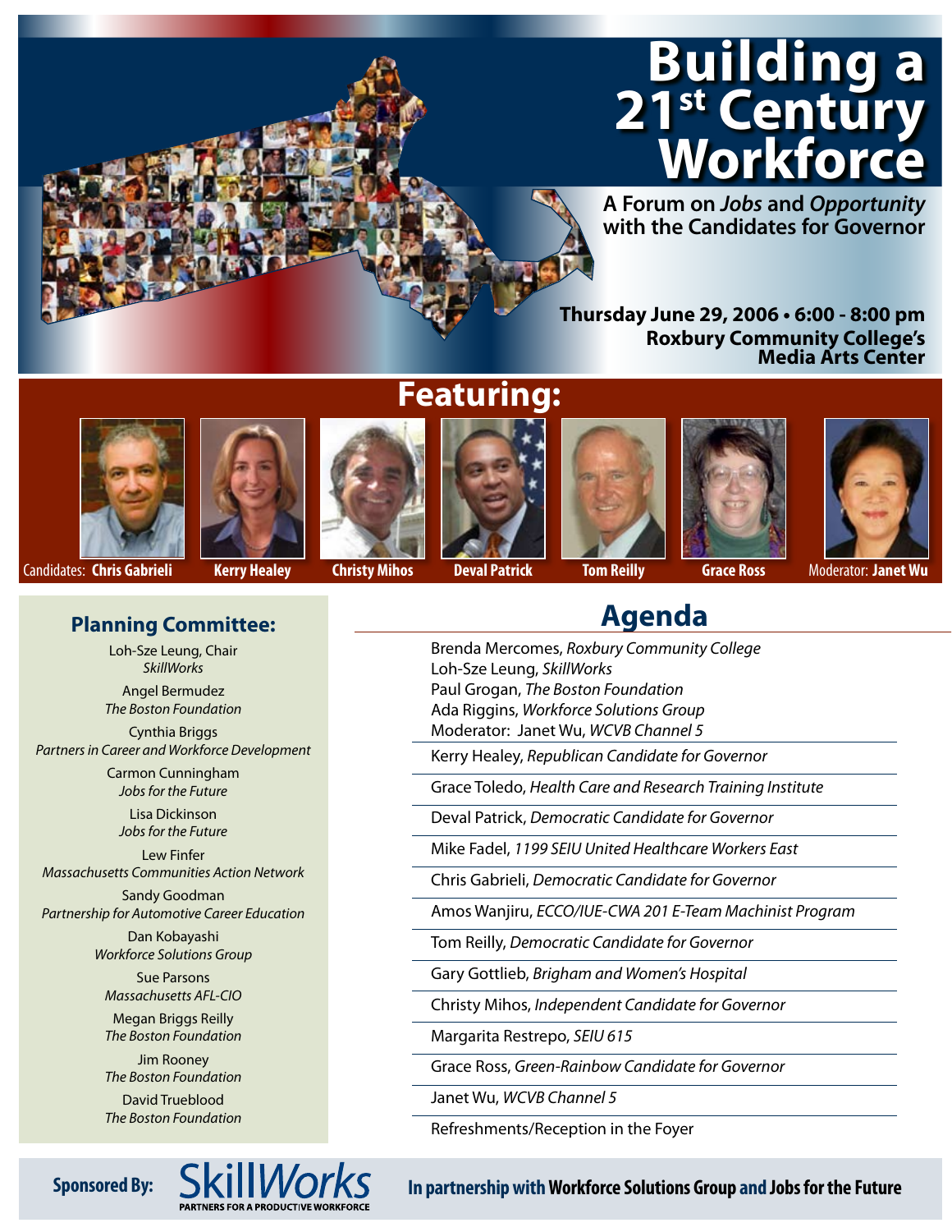# Building a 21st Century Workforce

**A Forum on *Jobs* and *Opportunity* with the Candidates for Governor**

**Thursday June 29, 2006 • 6:00 - 8:00 pm**
**Roxbury Community College's Media Arts Center**

## Featuring:

Candidates: **Chris Gabrieli** **Kerry Healey** **Christy Mihos** **Deval Patrick** **Tom Reilly** **Grace Ross** Moderator: **Janet Wu**

### Planning Committee:

Loh-Sze Leung, Chair
*SkillWorks*

Angel Bermudez
*The Boston Foundation*

Cynthia Briggs
*Partners in Career and Workforce Development*

Carmon Cunningham
*Jobs for the Future*

Lisa Dickinson
*Jobs for the Future*

Lew Finfer
*Massachusetts Communities Action Network*

Sandy Goodman
*Partnership for Automotive Career Education*

Dan Kobayashi
*Workforce Solutions Group*

Sue Parsons
*Massachusetts AFL-CIO*

Megan Briggs Reilly
*The Boston Foundation*

Jim Rooney
*The Boston Foundation*

David Trueblood
*The Boston Foundation*

## Agenda

Brenda Mercomes, *Roxbury Community College*
Loh-Sze Leung, *SkillWorks*
Paul Grogan, *The Boston Foundation*
Ada Riggins, *Workforce Solutions Group*
Moderator: Janet Wu, *WCVB Channel 5*

Kerry Healey, *Republican Candidate for Governor*

Grace Toledo, *Health Care and Research Training Institute*

Deval Patrick, *Democratic Candidate for Governor*

Mike Fadel, *1199 SEIU United Healthcare Workers East*

Chris Gabrieli, *Democratic Candidate for Governor*

Amos Wanjiru, *ECCO/IUE-CWA 201 E-Team Machinist Program*

Tom Reilly, *Democratic Candidate for Governor*

Gary Gottlieb, *Brigham and Women's Hospital*

Christy Mihos, *Independent Candidate for Governor*

Margarita Restrepo, *SEIU 615*

Grace Ross, *Green-Rainbow Candidate for Governor*

Janet Wu, *WCVB Channel 5*

Refreshments/Reception in the Foyer

**Sponsored By:** SkillWorks — PARTNERS FOR A PRODUCTIVE WORKFORCE

**In partnership with Workforce Solutions Group and Jobs for the Future**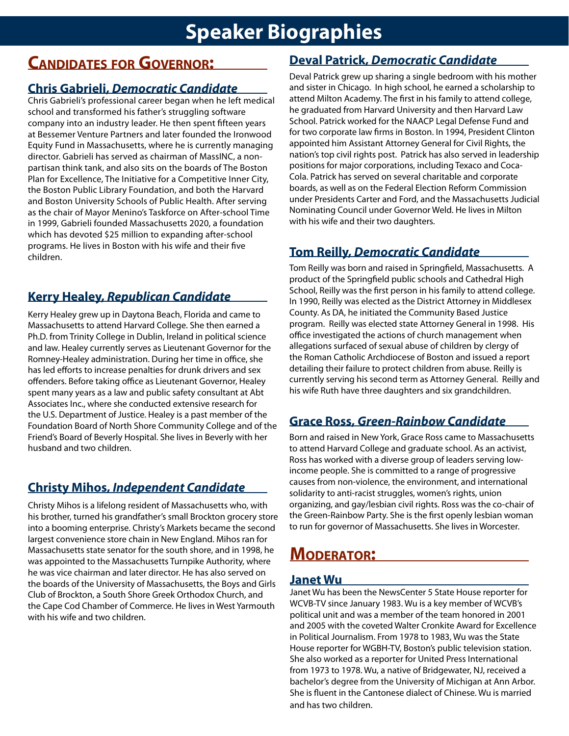# Speaker Biographies

## Candidates for Governor:

### Chris Gabrieli, *Democratic Candidate*

Chris Gabrieli's professional career began when he left medical school and transformed his father's struggling software company into an industry leader. He then spent fifteen years at Bessemer Venture Partners and later founded the Ironwood Equity Fund in Massachusetts, where he is currently managing director. Gabrieli has served as chairman of MassINC, a non-partisan think tank, and also sits on the boards of The Boston Plan for Excellence, The Initiative for a Competitive Inner City, the Boston Public Library Foundation, and both the Harvard and Boston University Schools of Public Health. After serving as the chair of Mayor Menino's Taskforce on After-school Time in 1999, Gabrieli founded Massachusetts 2020, a foundation which has devoted $25 million to expanding after-school programs. He lives in Boston with his wife and their five children.

### Kerry Healey, *Republican Candidate*

Kerry Healey grew up in Daytona Beach, Florida and came to Massachusetts to attend Harvard College. She then earned a Ph.D. from Trinity College in Dublin, Ireland in political science and law. Healey currently serves as Lieutenant Governor for the Romney-Healey administration. During her time in office, she has led efforts to increase penalties for drunk drivers and sex offenders. Before taking office as Lieutenant Governor, Healey spent many years as a law and public safety consultant at Abt Associates Inc., where she conducted extensive research for the U.S. Department of Justice. Healey is a past member of the Foundation Board of North Shore Community College and of the Friend's Board of Beverly Hospital. She lives in Beverly with her husband and two children.

### Christy Mihos, *Independent Candidate*

Christy Mihos is a lifelong resident of Massachusetts who, with his brother, turned his grandfather's small Brockton grocery store into a booming enterprise. Christy's Markets became the second largest convenience store chain in New England. Mihos ran for Massachusetts state senator for the south shore, and in 1998, he was appointed to the Massachusetts Turnpike Authority, where he was vice chairman and later director. He has also served on the boards of the University of Massachusetts, the Boys and Girls Club of Brockton, a South Shore Greek Orthodox Church, and the Cape Cod Chamber of Commerce. He lives in West Yarmouth with his wife and two children.

### Deval Patrick, *Democratic Candidate*

Deval Patrick grew up sharing a single bedroom with his mother and sister in Chicago. In high school, he earned a scholarship to attend Milton Academy. The first in his family to attend college, he graduated from Harvard University and then Harvard Law School. Patrick worked for the NAACP Legal Defense Fund and for two corporate law firms in Boston. In 1994, President Clinton appointed him Assistant Attorney General for Civil Rights, the nation's top civil rights post. Patrick has also served in leadership positions for major corporations, including Texaco and Coca-Cola. Patrick has served on several charitable and corporate boards, as well as on the Federal Election Reform Commission under Presidents Carter and Ford, and the Massachusetts Judicial Nominating Council under Governor Weld. He lives in Milton with his wife and their two daughters.

### Tom Reilly, *Democratic Candidate*

Tom Reilly was born and raised in Springfield, Massachusetts. A product of the Springfield public schools and Cathedral High School, Reilly was the first person in his family to attend college. In 1990, Reilly was elected as the District Attorney in Middlesex County. As DA, he initiated the Community Based Justice program. Reilly was elected state Attorney General in 1998. His office investigated the actions of church management when allegations surfaced of sexual abuse of children by clergy of the Roman Catholic Archdiocese of Boston and issued a report detailing their failure to protect children from abuse. Reilly is currently serving his second term as Attorney General. Reilly and his wife Ruth have three daughters and six grandchildren.

### Grace Ross, *Green-Rainbow Candidate*

Born and raised in New York, Grace Ross came to Massachusetts to attend Harvard College and graduate school. As an activist, Ross has worked with a diverse group of leaders serving low-income people. She is committed to a range of progressive causes from non-violence, the environment, and international solidarity to anti-racist struggles, women's rights, union organizing, and gay/lesbian civil rights. Ross was the co-chair of the Green-Rainbow Party. She is the first openly lesbian woman to run for governor of Massachusetts. She lives in Worcester.

## Moderator:

### Janet Wu

Janet Wu has been the NewsCenter 5 State House reporter for WCVB-TV since January 1983. Wu is a key member of WCVB's political unit and was a member of the team honored in 2001 and 2005 with the coveted Walter Cronkite Award for Excellence in Political Journalism. From 1978 to 1983, Wu was the State House reporter for WGBH-TV, Boston's public television station. She also worked as a reporter for United Press International from 1973 to 1978. Wu, a native of Bridgewater, NJ, received a bachelor's degree from the University of Michigan at Ann Arbor. She is fluent in the Cantonese dialect of Chinese. Wu is married and has two children.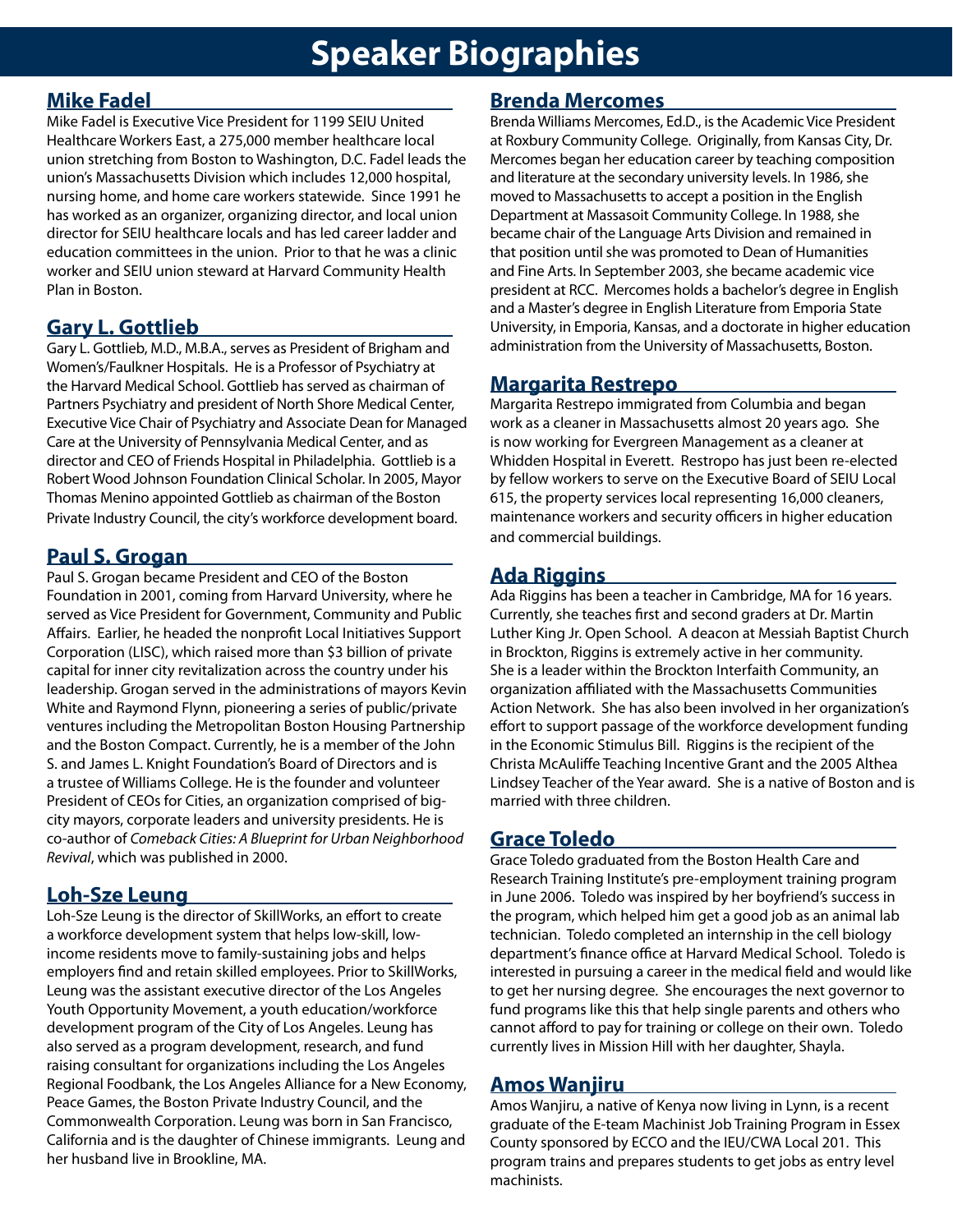# Speaker Biographies

## Mike Fadel

Mike Fadel is Executive Vice President for 1199 SEIU United Healthcare Workers East, a 275,000 member healthcare local union stretching from Boston to Washington, D.C. Fadel leads the union's Massachusetts Division which includes 12,000 hospital, nursing home, and home care workers statewide. Since 1991 he has worked as an organizer, organizing director, and local union director for SEIU healthcare locals and has led career ladder and education committees in the union. Prior to that he was a clinic worker and SEIU union steward at Harvard Community Health Plan in Boston.

## Gary L. Gottlieb

Gary L. Gottlieb, M.D., M.B.A., serves as President of Brigham and Women's/Faulkner Hospitals. He is a Professor of Psychiatry at the Harvard Medical School. Gottlieb has served as chairman of Partners Psychiatry and president of North Shore Medical Center, Executive Vice Chair of Psychiatry and Associate Dean for Managed Care at the University of Pennsylvania Medical Center, and as director and CEO of Friends Hospital in Philadelphia. Gottlieb is a Robert Wood Johnson Foundation Clinical Scholar. In 2005, Mayor Thomas Menino appointed Gottlieb as chairman of the Boston Private Industry Council, the city's workforce development board.

## Paul S. Grogan

Paul S. Grogan became President and CEO of the Boston Foundation in 2001, coming from Harvard University, where he served as Vice President for Government, Community and Public Affairs. Earlier, he headed the nonprofit Local Initiatives Support Corporation (LISC), which raised more than $3 billion of private capital for inner city revitalization across the country under his leadership. Grogan served in the administrations of mayors Kevin White and Raymond Flynn, pioneering a series of public/private ventures including the Metropolitan Boston Housing Partnership and the Boston Compact. Currently, he is a member of the John S. and James L. Knight Foundation's Board of Directors and is a trustee of Williams College. He is the founder and volunteer President of CEOs for Cities, an organization comprised of big-city mayors, corporate leaders and university presidents. He is co-author of *Comeback Cities: A Blueprint for Urban Neighborhood Revival*, which was published in 2000.

## Loh-Sze Leung

Loh-Sze Leung is the director of SkillWorks, an effort to create a workforce development system that helps low-skill, low-income residents move to family-sustaining jobs and helps employers find and retain skilled employees. Prior to SkillWorks, Leung was the assistant executive director of the Los Angeles Youth Opportunity Movement, a youth education/workforce development program of the City of Los Angeles. Leung has also served as a program development, research, and fund raising consultant for organizations including the Los Angeles Regional Foodbank, the Los Angeles Alliance for a New Economy, Peace Games, the Boston Private Industry Council, and the Commonwealth Corporation. Leung was born in San Francisco, California and is the daughter of Chinese immigrants. Leung and her husband live in Brookline, MA.

## Brenda Mercomes

Brenda Williams Mercomes, Ed.D., is the Academic Vice President at Roxbury Community College. Originally, from Kansas City, Dr. Mercomes began her education career by teaching composition and literature at the secondary university levels. In 1986, she moved to Massachusetts to accept a position in the English Department at Massasoit Community College. In 1988, she became chair of the Language Arts Division and remained in that position until she was promoted to Dean of Humanities and Fine Arts. In September 2003, she became academic vice president at RCC. Mercomes holds a bachelor's degree in English and a Master's degree in English Literature from Emporia State University, in Emporia, Kansas, and a doctorate in higher education administration from the University of Massachusetts, Boston.

## Margarita Restrepo

Margarita Restrepo immigrated from Columbia and began work as a cleaner in Massachusetts almost 20 years ago. She is now working for Evergreen Management as a cleaner at Whidden Hospital in Everett. Restropo has just been re-elected by fellow workers to serve on the Executive Board of SEIU Local 615, the property services local representing 16,000 cleaners, maintenance workers and security officers in higher education and commercial buildings.

## Ada Riggins

Ada Riggins has been a teacher in Cambridge, MA for 16 years. Currently, she teaches first and second graders at Dr. Martin Luther King Jr. Open School. A deacon at Messiah Baptist Church in Brockton, Riggins is extremely active in her community. She is a leader within the Brockton Interfaith Community, an organization affiliated with the Massachusetts Communities Action Network. She has also been involved in her organization's effort to support passage of the workforce development funding in the Economic Stimulus Bill. Riggins is the recipient of the Christa McAuliffe Teaching Incentive Grant and the 2005 Althea Lindsey Teacher of the Year award. She is a native of Boston and is married with three children.

## Grace Toledo

Grace Toledo graduated from the Boston Health Care and Research Training Institute's pre-employment training program in June 2006. Toledo was inspired by her boyfriend's success in the program, which helped him get a good job as an animal lab technician. Toledo completed an internship in the cell biology department's finance office at Harvard Medical School. Toledo is interested in pursuing a career in the medical field and would like to get her nursing degree. She encourages the next governor to fund programs like this that help single parents and others who cannot afford to pay for training or college on their own. Toledo currently lives in Mission Hill with her daughter, Shayla.

## Amos Wanjiru

Amos Wanjiru, a native of Kenya now living in Lynn, is a recent graduate of the E-team Machinist Job Training Program in Essex County sponsored by ECCO and the IEU/CWA Local 201. This program trains and prepares students to get jobs as entry level machinists.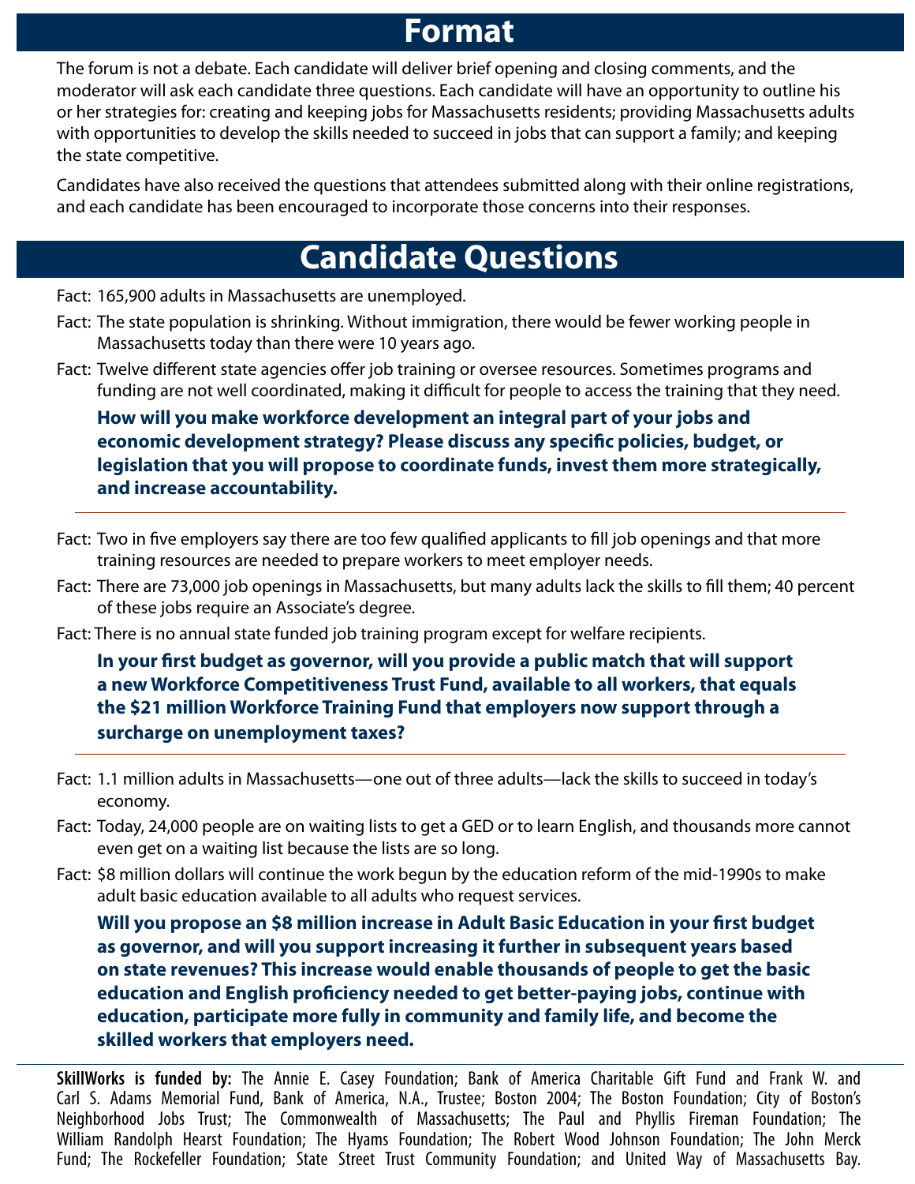# Format

The forum is not a debate. Each candidate will deliver brief opening and closing comments, and the moderator will ask each candidate three questions. Each candidate will have an opportunity to outline his or her strategies for: creating and keeping jobs for Massachusetts residents; providing Massachusetts adults with opportunities to develop the skills needed to succeed in jobs that can support a family; and keeping the state competitive.

Candidates have also received the questions that attendees submitted along with their online registrations, and each candidate has been encouraged to incorporate those concerns into their responses.

# Candidate Questions

Fact: 165,900 adults in Massachusetts are unemployed.

Fact: The state population is shrinking. Without immigration, there would be fewer working people in Massachusetts today than there were 10 years ago.

Fact: Twelve different state agencies offer job training or oversee resources. Sometimes programs and funding are not well coordinated, making it difficult for people to access the training that they need.

**How will you make workforce development an integral part of your jobs and economic development strategy? Please discuss any specific policies, budget, or legislation that you will propose to coordinate funds, invest them more strategically, and increase accountability.**

---

Fact: Two in five employers say there are too few qualified applicants to fill job openings and that more training resources are needed to prepare workers to meet employer needs.

Fact: There are 73,000 job openings in Massachusetts, but many adults lack the skills to fill them; 40 percent of these jobs require an Associate's degree.

Fact: There is no annual state funded job training program except for welfare recipients.

**In your first budget as governor, will you provide a public match that will support a new Workforce Competitiveness Trust Fund, available to all workers, that equals the $21 million Workforce Training Fund that employers now support through a surcharge on unemployment taxes?**

---

Fact: 1.1 million adults in Massachusetts—one out of three adults—lack the skills to succeed in today's economy.

Fact: Today, 24,000 people are on waiting lists to get a GED or to learn English, and thousands more cannot even get on a waiting list because the lists are so long.

Fact: $8 million dollars will continue the work begun by the education reform of the mid-1990s to make adult basic education available to all adults who request services.

**Will you propose an $8 million increase in Adult Basic Education in your first budget as governor, and will you support increasing it further in subsequent years based on state revenues? This increase would enable thousands of people to get the basic education and English proficiency needed to get better-paying jobs, continue with education, participate more fully in community and family life, and become the skilled workers that employers need.**

---

**SkillWorks is funded by:** The Annie E. Casey Foundation; Bank of America Charitable Gift Fund and Frank W. and Carl S. Adams Memorial Fund, Bank of America, N.A., Trustee; Boston 2004; The Boston Foundation; City of Boston's Neighborhood Jobs Trust; The Commonwealth of Massachusetts; The Paul and Phyllis Fireman Foundation; The William Randolph Hearst Foundation; The Hyams Foundation; The Robert Wood Johnson Foundation; The John Merck Fund; The Rockefeller Foundation; State Street Trust Community Foundation; and United Way of Massachusetts Bay.